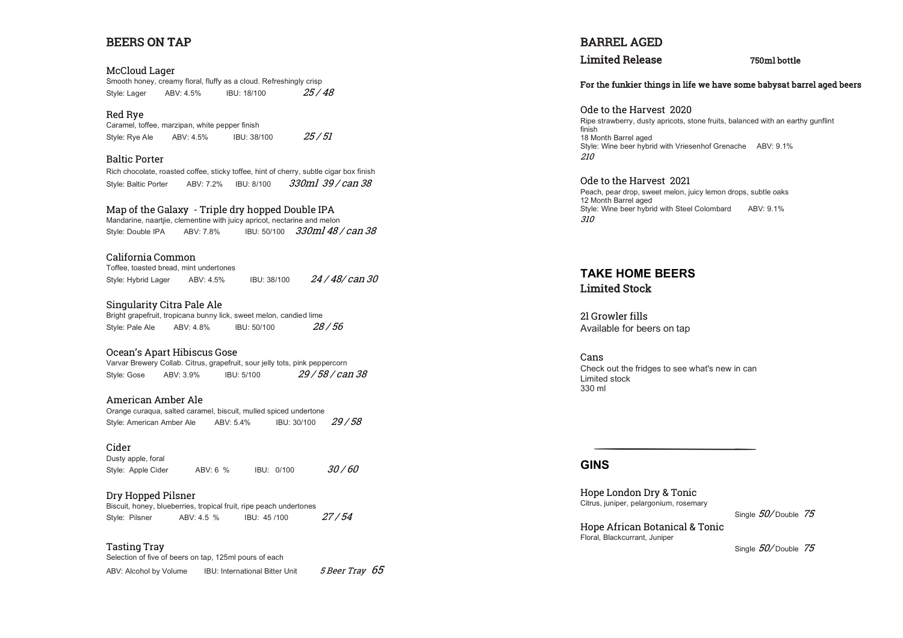## BEERS ON TAP

### McCloud Lager
Smooth honey, creamy floral, fluffy as a cloud. Refreshingly crisp
Style: Lager ABV: 4.5% IBU: 18/100 *25 / 48*

### Red Rye
Caramel, toffee, marzipan, white pepper finish
Style: Rye Ale ABV: 4.5% IBU: 38/100 *25 / 51*

### Baltic Porter
Rich chocolate, roasted coffee, sticky toffee, hint of cherry, subtle cigar box finish
Style: Baltic Porter ABV: 7.2% IBU: 8/100 *330ml 39 / can 38*

### Map of the Galaxy - Triple dry hopped Double IPA
Mandarine, naartjie, clementine with juicy apricot, nectarine and melon
Style: Double IPA ABV: 7.8% IBU: 50/100 *330ml 48 / can 38*

### California Common
Toffee, toasted bread, mint undertones
Style: Hybrid Lager ABV: 4.5% IBU: 38/100 *24 / 48/ can 30*

### Singularity Citra Pale Ale
Bright grapefruit, tropicana bunny lick, sweet melon, candied lime
Style: Pale Ale ABV: 4.8% IBU: 50/100 *28 / 56*

### Ocean's Apart Hibiscus Gose
Varvar Brewery Collab. Citrus, grapefruit, sour jelly tots, pink peppercorn
Style: Gose ABV: 3.9% IBU: 5/100 *29 / 58 / can 38*

### American Amber Ale
Orange curaqua, salted caramel, biscuit, mulled spiced undertone
Style: American Amber Ale ABV: 5.4% IBU: 30/100 *29 / 58*

### Cider
Dusty apple, foral
Style: Apple Cider ABV: 6 % IBU: 0/100 *30 / 60*

### Dry Hopped Pilsner
Biscuit, honey, blueberries, tropical fruit, ripe peach undertones
Style: Pilsner ABV: 4.5 % IBU: 45 /100 *27 / 54*

### Tasting Tray
Selection of five of beers on tap, 125ml pours of each
ABV: Alcohol by Volume IBU: International Bitter Unit *5 Beer Tray 65*

## BARREL AGED

### Limited Release 750ml bottle

**For the funkier things in life we have some babysat barrel aged beers**

### Ode to the Harvest 2020
Ripe strawberry, dusty apricots, stone fruits, balanced with an earthy gunflint finish
18 Month Barrel aged
Style: Wine beer hybrid with Vriesenhof Grenache ABV: 9.1%
*210*

### Ode to the Harvest 2021
Peach, pear drop, sweet melon, juicy lemon drops, subtle oaks
12 Month Barrel aged
Style: Wine beer hybrid with Steel Colombard ABV: 9.1%
*310*

## TAKE HOME BEERS

### Limited Stock

### 2l Growler fills
Available for beers on tap

### Cans
Check out the fridges to see what's new in can
Limited stock
330 ml

---

## GINS

### Hope London Dry & Tonic
Citrus, juniper, pelargonium, rosemary
Single *50*/ Double *75*

### Hope African Botanical & Tonic
Floral, Blackcurrant, Juniper
Single *50*/ Double *75*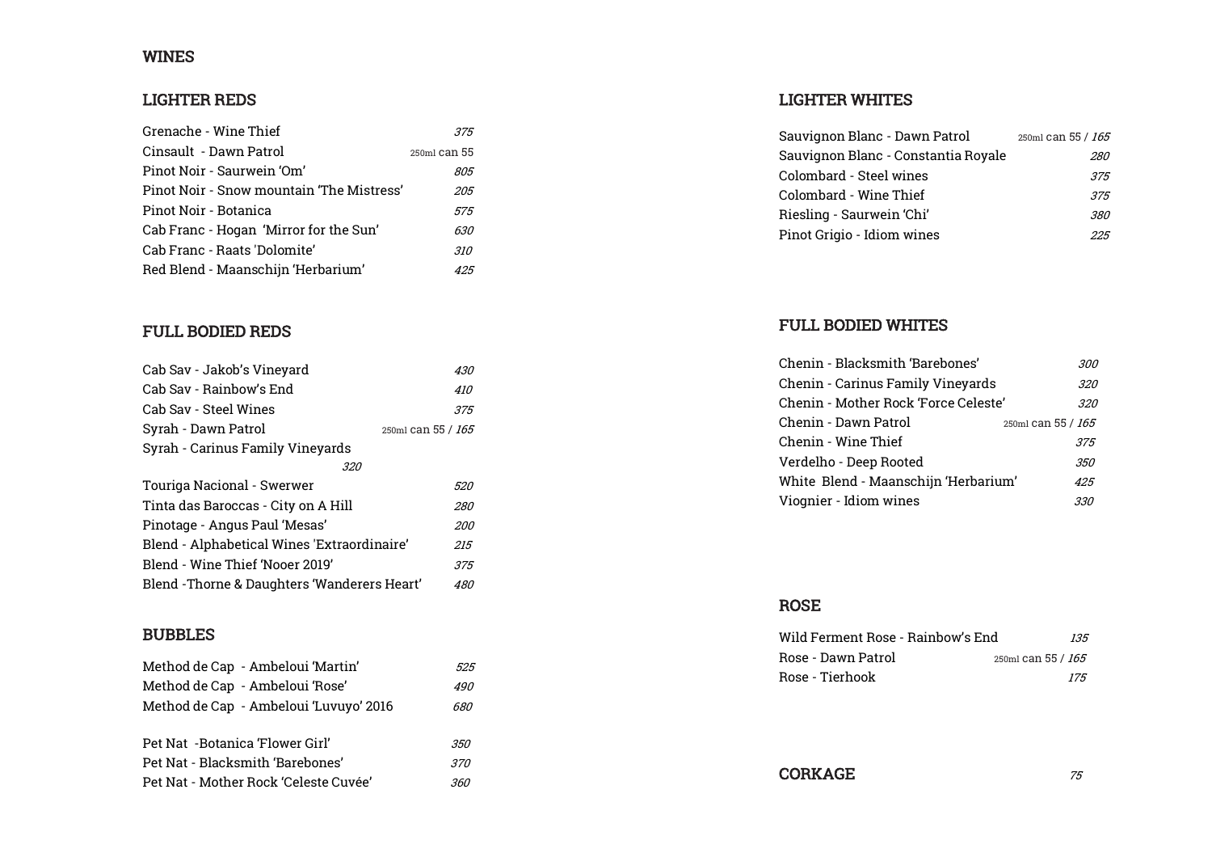# WINES

## LIGHTER REDS

| | |
|---|---|
| Grenache - Wine Thief | *375* |
| Cinsault - Dawn Patrol | 250ml can 55 |
| Pinot Noir - Saurwein 'Om' | *805* |
| Pinot Noir - Snow mountain 'The Mistress' | *205* |
| Pinot Noir - Botanica | *575* |
| Cab Franc - Hogan 'Mirror for the Sun' | *630* |
| Cab Franc - Raats 'Dolomite' | *310* |
| Red Blend - Maanschijn 'Herbarium' | *425* |

## FULL BODIED REDS

| | |
|---|---|
| Cab Sav - Jakob's Vineyard | *430* |
| Cab Sav - Rainbow's End | *410* |
| Cab Sav - Steel Wines | *375* |
| Syrah - Dawn Patrol | 250ml can 55 / *165* |
| Syrah - Carinus Family Vineyards | *320* |
| Touriga Nacional - Swerwer | *520* |
| Tinta das Baroccas - City on A Hill | *280* |
| Pinotage - Angus Paul 'Mesas' | *200* |
| Blend - Alphabetical Wines 'Extraordinaire' | *215* |
| Blend - Wine Thief 'Nooer 2019' | *375* |
| Blend -Thorne & Daughters 'Wanderers Heart' | *480* |

## BUBBLES

| | |
|---|---|
| Method de Cap - Ambeloui 'Martin' | *525* |
| Method de Cap - Ambeloui 'Rose' | *490* |
| Method de Cap - Ambeloui 'Luvuyo' 2016 | *680* |
| Pet Nat -Botanica 'Flower Girl' | *350* |
| Pet Nat - Blacksmith 'Barebones' | *370* |
| Pet Nat - Mother Rock 'Celeste Cuvée' | *360* |

## LIGHTER WHITES

| | |
|---|---|
| Sauvignon Blanc - Dawn Patrol | 250ml can 55 / *165* |
| Sauvignon Blanc - Constantia Royale | *280* |
| Colombard - Steel wines | *375* |
| Colombard - Wine Thief | *375* |
| Riesling - Saurwein 'Chi' | *380* |
| Pinot Grigio - Idiom wines | *225* |

## FULL BODIED WHITES

| | |
|---|---|
| Chenin - Blacksmith 'Barebones' | *300* |
| Chenin - Carinus Family Vineyards | *320* |
| Chenin - Mother Rock 'Force Celeste' | *320* |
| Chenin - Dawn Patrol | 250ml can 55 / *165* |
| Chenin - Wine Thief | *375* |
| Verdelho - Deep Rooted | *350* |
| White Blend - Maanschijn 'Herbarium' | *425* |
| Viognier - Idiom wines | *330* |

## ROSE

| | |
|---|---|
| Wild Ferment Rose - Rainbow's End | *135* |
| Rose - Dawn Patrol | 250ml can 55 / *165* |
| Rose - Tierhook | *175* |

## CORKAGE *75*